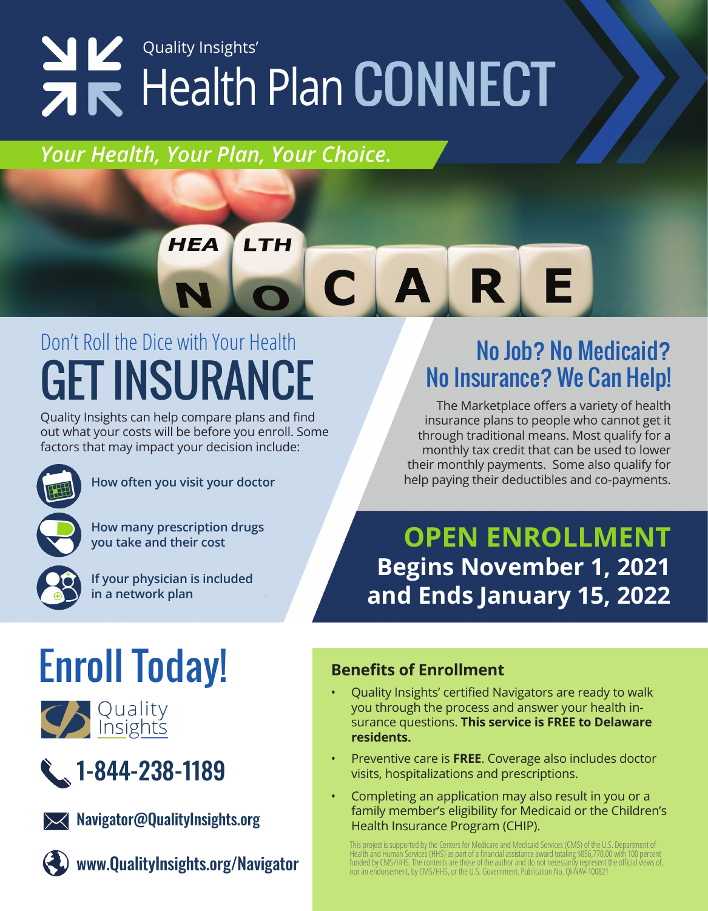Quality Insights'

# Health Plan CONNECT

*Your Health, Your Plan, Your Choice.*

HEALTH CARE

## Don't Roll the Dice with Your Health

# GET INSURANCE

Quality Insights can help compare plans and find out what your costs will be before you enroll. Some factors that may impact your decision include:

- **How often you visit your doctor**
- **How many prescription drugs you take and their cost**
- **If your physician is included in a network plan**

## No Job? No Medicaid? No Insurance? We Can Help!

The Marketplace offers a variety of health insurance plans to people who cannot get it through traditional means. Most qualify for a monthly tax credit that can be used to lower their monthly payments. Some also qualify for help paying their deductibles and co-payments.

## OPEN ENROLLMENT

**Begins November 1, 2021 and Ends January 15, 2022**

# Enroll Today!

Quality Insights

1-844-238-1189

Navigator@QualityInsights.org

www.QualityInsights.org/Navigator

### Benefits of Enrollment

- Quality Insights' certified Navigators are ready to walk you through the process and answer your health insurance questions. **This service is FREE to Delaware residents.**
- Preventive care is **FREE**. Coverage also includes doctor visits, hospitalizations and prescriptions.
- Completing an application may also result in you or a family member's eligibility for Medicaid or the Children's Health Insurance Program (CHIP).

This project is supported by the Centers for Medicare and Medicaid Services (CMS) of the U.S. Department of Health and Human Services (HHS) as part of a financial assistance award totaling $856,770.00 with 100 percent funded by CMS/HHS. The contents are those of the author and do not necessarily represent the official views of, nor an endorsement, by CMS/HHS, or the U.S. Government. Publication No. QI-NAV-100821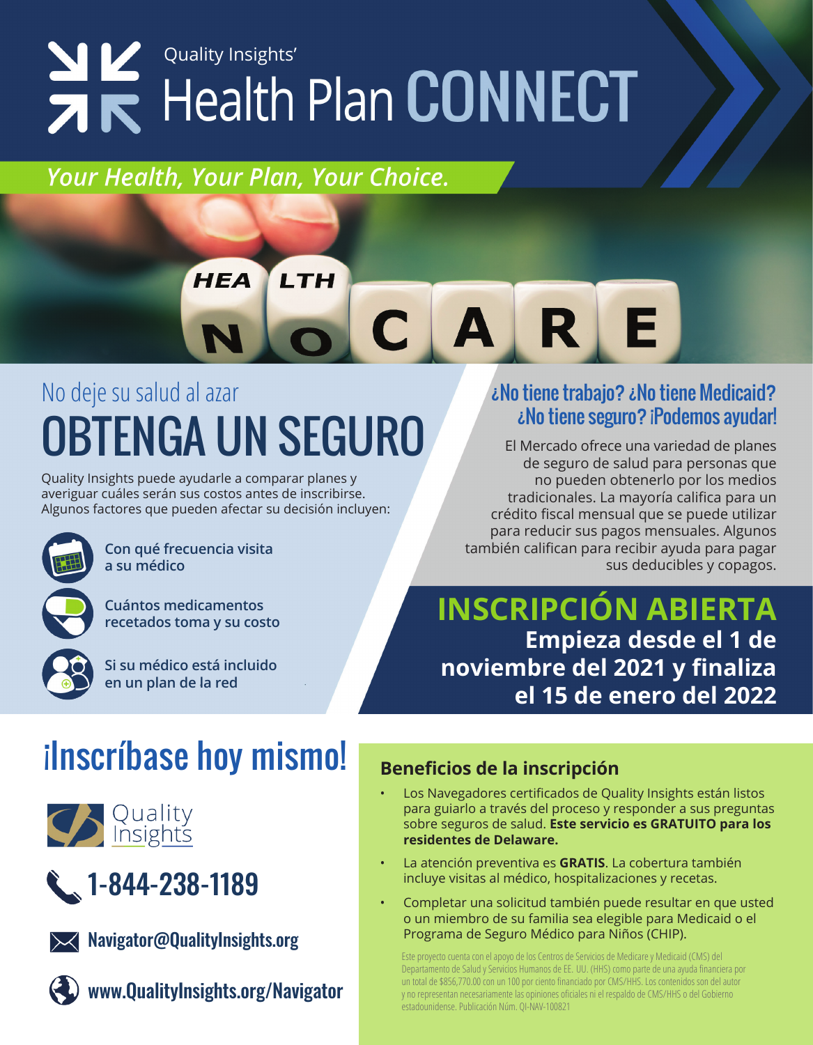Quality Insights'

# Health Plan CONNECT

*Your Health, Your Plan, Your Choice.*

HEA LTH

NO CARE

## No deje su salud al azar

# OBTENGA UN SEGURO

Quality Insights puede ayudarle a comparar planes y averiguar cuáles serán sus costos antes de inscribirse. Algunos factores que pueden afectar su decisión incluyen:

- **Con qué frecuencia visita a su médico**
- **Cuántos medicamentos recetados toma y su costo**
- **Si su médico está incluido en un plan de la red**

## ¿No tiene trabajo? ¿No tiene Medicaid? ¿No tiene seguro? ¡Podemos ayudar!

El Mercado ofrece una variedad de planes de seguro de salud para personas que no pueden obtenerlo por los medios tradicionales. La mayoría califica para un crédito fiscal mensual que se puede utilizar para reducir sus pagos mensuales. Algunos también califican para recibir ayuda para pagar sus deducibles y copagos.

## INSCRIPCIÓN ABIERTA

**Empieza desde el 1 de noviembre del 2021 y finaliza el 15 de enero del 2022**

# ¡Inscríbase hoy mismo!

Quality Insights

1-844-238-1189

Navigator@QualityInsights.org

www.QualityInsights.org/Navigator

### Beneficios de la inscripción

- Los Navegadores certificados de Quality Insights están listos para guiarlo a través del proceso y responder a sus preguntas sobre seguros de salud. **Este servicio es GRATUITO para los residentes de Delaware.**
- La atención preventiva es **GRATIS**. La cobertura también incluye visitas al médico, hospitalizaciones y recetas.
- Completar una solicitud también puede resultar en que usted o un miembro de su familia sea elegible para Medicaid o el Programa de Seguro Médico para Niños (CHIP).

Este proyecto cuenta con el apoyo de los Centros de Servicios de Medicare y Medicaid (CMS) del Departamento de Salud y Servicios Humanos de EE. UU. (HHS) como parte de una ayuda financiera por un total de $856,770.00 con un 100 por ciento financiado por CMS/HHS. Los contenidos son del autor y no representan necesariamente las opiniones oficiales ni el respaldo de CMS/HHS o del Gobierno estadounidense. Publicación Núm. QI-NAV-100821